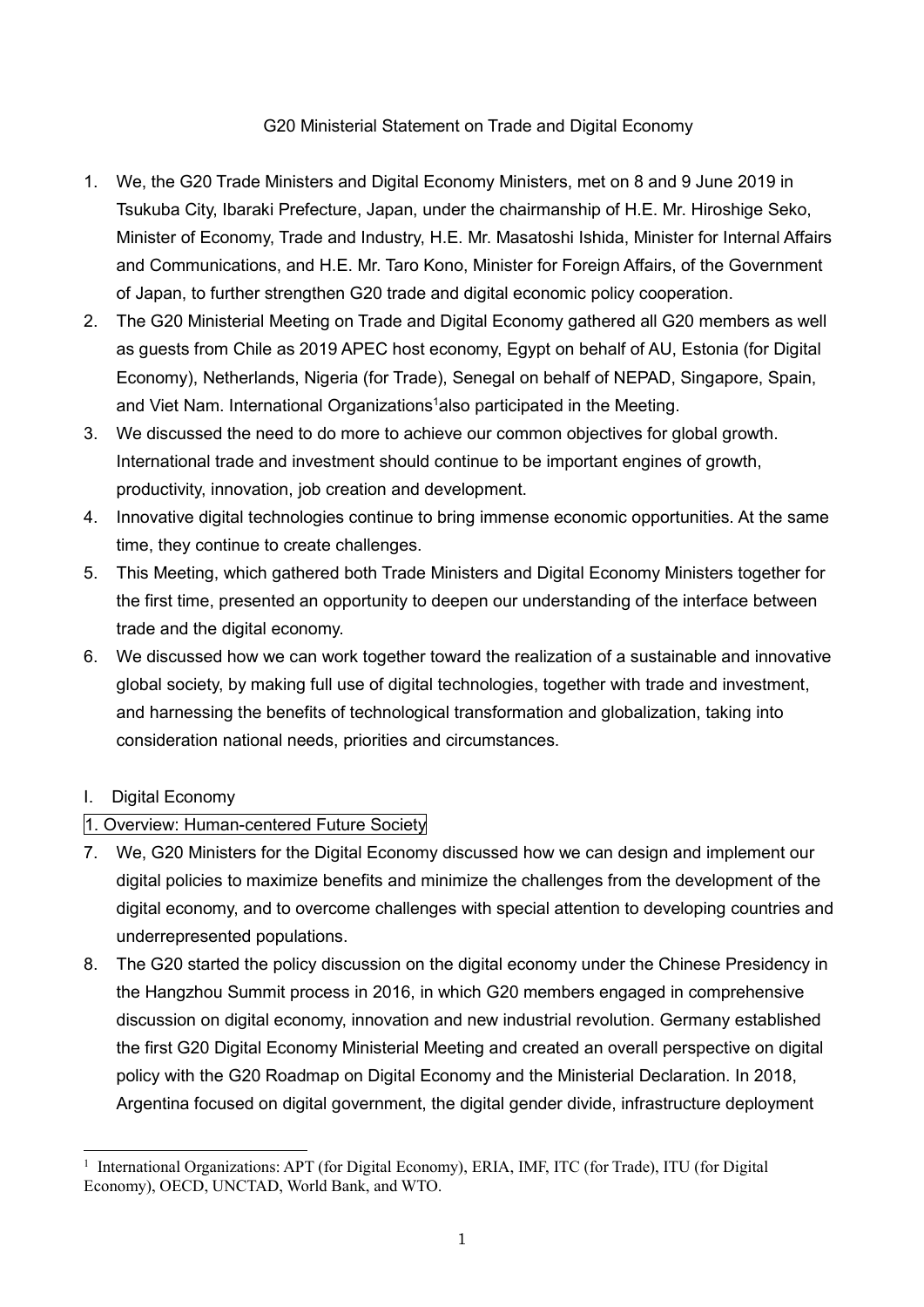# G20 Ministerial Statement on Trade and Digital Economy

1. We, the G20 Trade Ministers and Digital Economy Ministers, met on 8 and 9 June 2019 in Tsukuba City, Ibaraki Prefecture, Japan, under the chairmanship of H.E. Mr. Hiroshige Seko, Minister of Economy, Trade and Industry, H.E. Mr. Masatoshi Ishida, Minister for Internal Affairs and Communications, and H.E. Mr. Taro Kono, Minister for Foreign Affairs, of the Government of Japan, to further strengthen G20 trade and digital economic policy cooperation.
2. The G20 Ministerial Meeting on Trade and Digital Economy gathered all G20 members as well as guests from Chile as 2019 APEC host economy, Egypt on behalf of AU, Estonia (for Digital Economy), Netherlands, Nigeria (for Trade), Senegal on behalf of NEPAD, Singapore, Spain, and Viet Nam. International Organizations[1] also participated in the Meeting.
3. We discussed the need to do more to achieve our common objectives for global growth. International trade and investment should continue to be important engines of growth, productivity, innovation, job creation and development.
4. Innovative digital technologies continue to bring immense economic opportunities. At the same time, they continue to create challenges.
5. This Meeting, which gathered both Trade Ministers and Digital Economy Ministers together for the first time, presented an opportunity to deepen our understanding of the interface between trade and the digital economy.
6. We discussed how we can work together toward the realization of a sustainable and innovative global society, by making full use of digital technologies, together with trade and investment, and harnessing the benefits of technological transformation and globalization, taking into consideration national needs, priorities and circumstances.

## I. Digital Economy

### 1. Overview: Human-centered Future Society

7. We, G20 Ministers for the Digital Economy discussed how we can design and implement our digital policies to maximize benefits and minimize the challenges from the development of the digital economy, and to overcome challenges with special attention to developing countries and underrepresented populations.
8. The G20 started the policy discussion on the digital economy under the Chinese Presidency in the Hangzhou Summit process in 2016, in which G20 members engaged in comprehensive discussion on digital economy, innovation and new industrial revolution. Germany established the first G20 Digital Economy Ministerial Meeting and created an overall perspective on digital policy with the G20 Roadmap on Digital Economy and the Ministerial Declaration. In 2018, Argentina focused on digital government, the digital gender divide, infrastructure deployment

[1] International Organizations: APT (for Digital Economy), ERIA, IMF, ITC (for Trade), ITU (for Digital Economy), OECD, UNCTAD, World Bank, and WTO.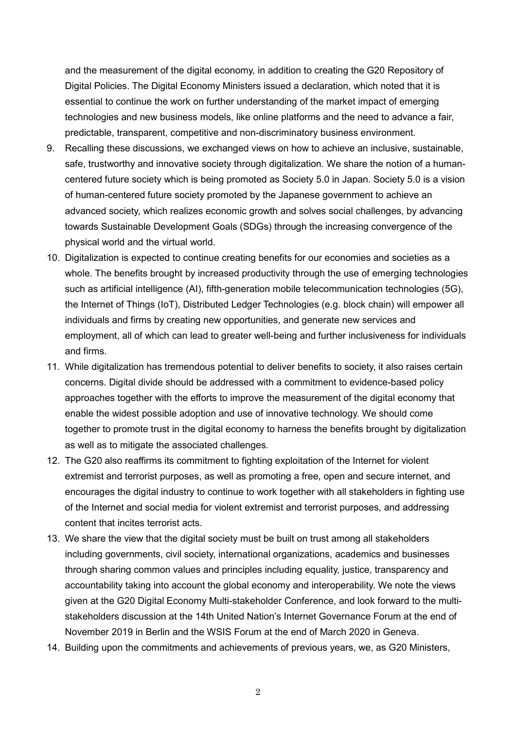and the measurement of the digital economy, in addition to creating the G20 Repository of Digital Policies. The Digital Economy Ministers issued a declaration, which noted that it is essential to continue the work on further understanding of the market impact of emerging technologies and new business models, like online platforms and the need to advance a fair, predictable, transparent, competitive and non-discriminatory business environment.

9. Recalling these discussions, we exchanged views on how to achieve an inclusive, sustainable, safe, trustworthy and innovative society through digitalization. We share the notion of a human-centered future society which is being promoted as Society 5.0 in Japan. Society 5.0 is a vision of human-centered future society promoted by the Japanese government to achieve an advanced society, which realizes economic growth and solves social challenges, by advancing towards Sustainable Development Goals (SDGs) through the increasing convergence of the physical world and the virtual world.
10. Digitalization is expected to continue creating benefits for our economies and societies as a whole. The benefits brought by increased productivity through the use of emerging technologies such as artificial intelligence (AI), fifth-generation mobile telecommunication technologies (5G), the Internet of Things (IoT), Distributed Ledger Technologies (e.g. block chain) will empower all individuals and firms by creating new opportunities, and generate new services and employment, all of which can lead to greater well-being and further inclusiveness for individuals and firms.
11. While digitalization has tremendous potential to deliver benefits to society, it also raises certain concerns. Digital divide should be addressed with a commitment to evidence-based policy approaches together with the efforts to improve the measurement of the digital economy that enable the widest possible adoption and use of innovative technology. We should come together to promote trust in the digital economy to harness the benefits brought by digitalization as well as to mitigate the associated challenges.
12. The G20 also reaffirms its commitment to fighting exploitation of the Internet for violent extremist and terrorist purposes, as well as promoting a free, open and secure internet, and encourages the digital industry to continue to work together with all stakeholders in fighting use of the Internet and social media for violent extremist and terrorist purposes, and addressing content that incites terrorist acts.
13. We share the view that the digital society must be built on trust among all stakeholders including governments, civil society, international organizations, academics and businesses through sharing common values and principles including equality, justice, transparency and accountability taking into account the global economy and interoperability. We note the views given at the G20 Digital Economy Multi-stakeholder Conference, and look forward to the multi-stakeholders discussion at the 14th United Nation's Internet Governance Forum at the end of November 2019 in Berlin and the WSIS Forum at the end of March 2020 in Geneva.
14. Building upon the commitments and achievements of previous years, we, as G20 Ministers,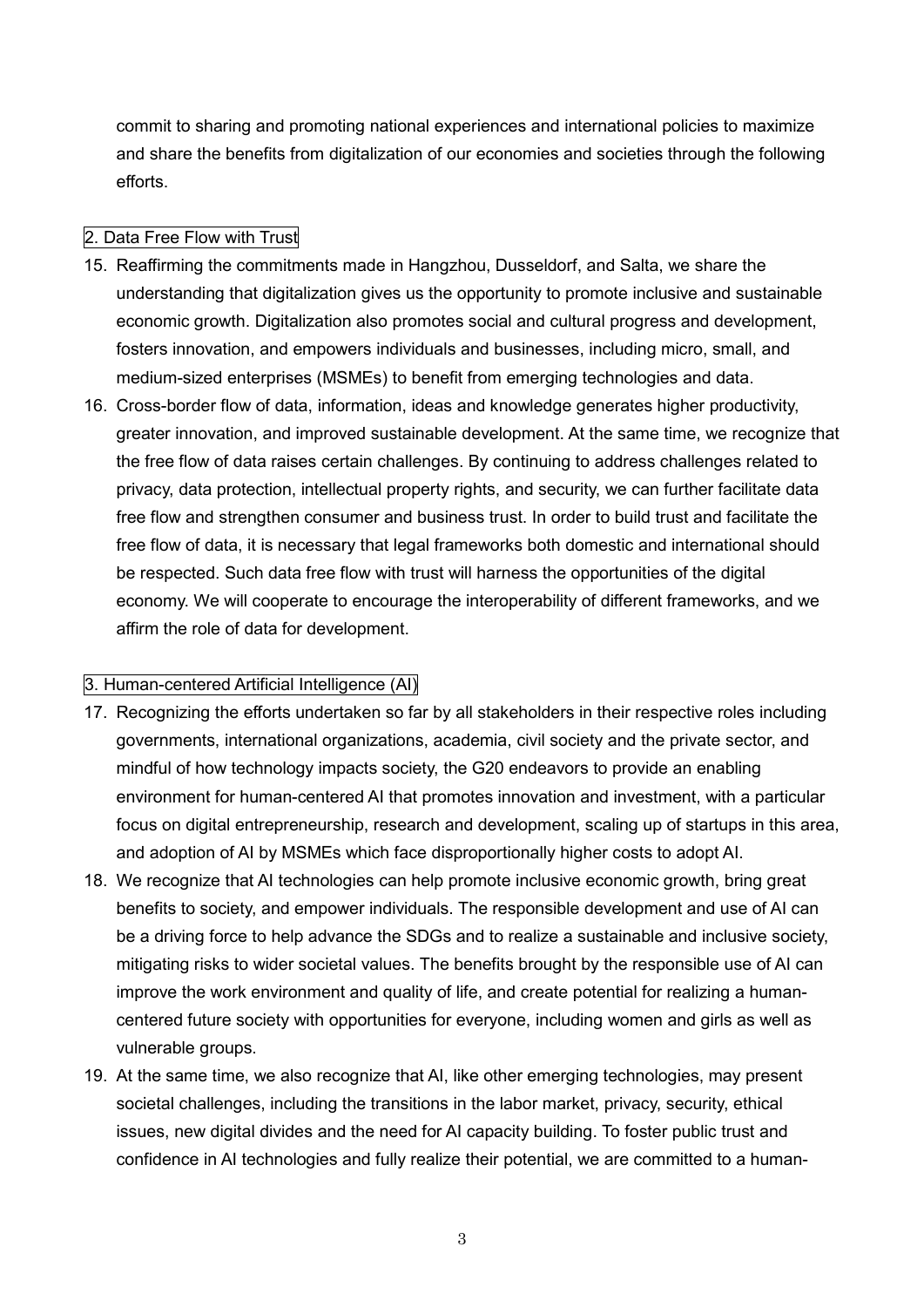commit to sharing and promoting national experiences and international policies to maximize and share the benefits from digitalization of our economies and societies through the following efforts.

## 2. Data Free Flow with Trust

15. Reaffirming the commitments made in Hangzhou, Dusseldorf, and Salta, we share the understanding that digitalization gives us the opportunity to promote inclusive and sustainable economic growth. Digitalization also promotes social and cultural progress and development, fosters innovation, and empowers individuals and businesses, including micro, small, and medium-sized enterprises (MSMEs) to benefit from emerging technologies and data.
16. Cross-border flow of data, information, ideas and knowledge generates higher productivity, greater innovation, and improved sustainable development. At the same time, we recognize that the free flow of data raises certain challenges. By continuing to address challenges related to privacy, data protection, intellectual property rights, and security, we can further facilitate data free flow and strengthen consumer and business trust. In order to build trust and facilitate the free flow of data, it is necessary that legal frameworks both domestic and international should be respected. Such data free flow with trust will harness the opportunities of the digital economy. We will cooperate to encourage the interoperability of different frameworks, and we affirm the role of data for development.

## 3. Human-centered Artificial Intelligence (AI)

17. Recognizing the efforts undertaken so far by all stakeholders in their respective roles including governments, international organizations, academia, civil society and the private sector, and mindful of how technology impacts society, the G20 endeavors to provide an enabling environment for human-centered AI that promotes innovation and investment, with a particular focus on digital entrepreneurship, research and development, scaling up of startups in this area, and adoption of AI by MSMEs which face disproportionally higher costs to adopt AI.
18. We recognize that AI technologies can help promote inclusive economic growth, bring great benefits to society, and empower individuals. The responsible development and use of AI can be a driving force to help advance the SDGs and to realize a sustainable and inclusive society, mitigating risks to wider societal values. The benefits brought by the responsible use of AI can improve the work environment and quality of life, and create potential for realizing a human-centered future society with opportunities for everyone, including women and girls as well as vulnerable groups.
19. At the same time, we also recognize that AI, like other emerging technologies, may present societal challenges, including the transitions in the labor market, privacy, security, ethical issues, new digital divides and the need for AI capacity building. To foster public trust and confidence in AI technologies and fully realize their potential, we are committed to a human-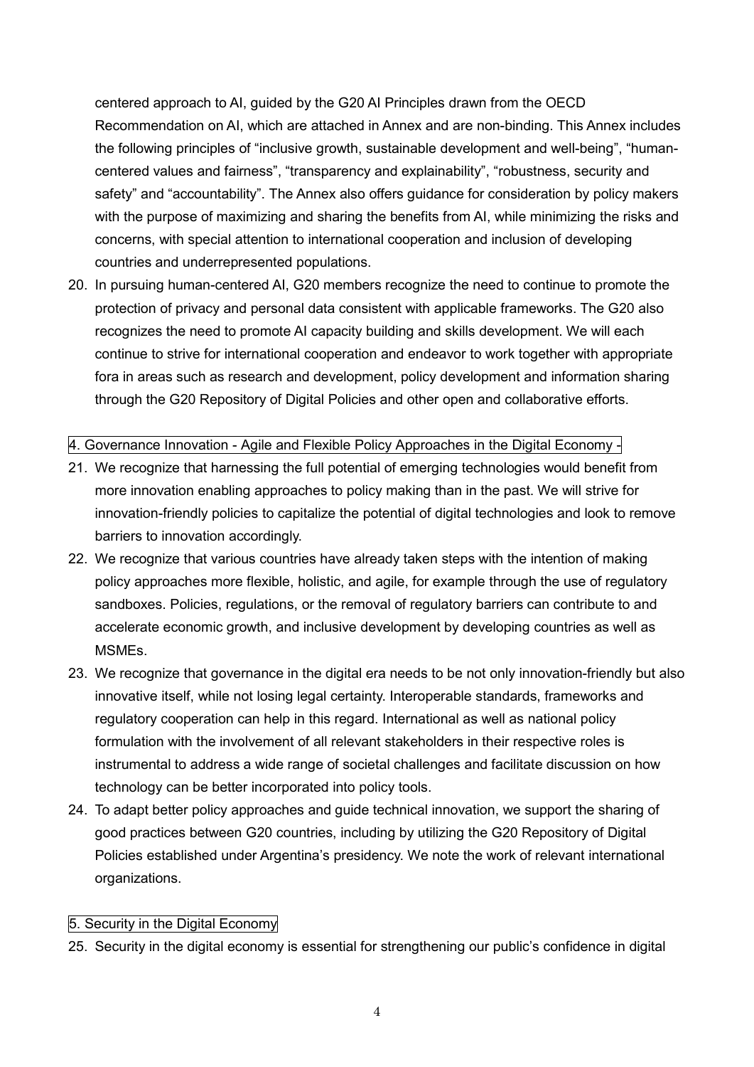centered approach to AI, guided by the G20 AI Principles drawn from the OECD Recommendation on AI, which are attached in Annex and are non-binding. This Annex includes the following principles of "inclusive growth, sustainable development and well-being", "human-centered values and fairness", "transparency and explainability", "robustness, security and safety" and "accountability". The Annex also offers guidance for consideration by policy makers with the purpose of maximizing and sharing the benefits from AI, while minimizing the risks and concerns, with special attention to international cooperation and inclusion of developing countries and underrepresented populations.

20. In pursuing human-centered AI, G20 members recognize the need to continue to promote the protection of privacy and personal data consistent with applicable frameworks. The G20 also recognizes the need to promote AI capacity building and skills development. We will each continue to strive for international cooperation and endeavor to work together with appropriate fora in areas such as research and development, policy development and information sharing through the G20 Repository of Digital Policies and other open and collaborative efforts.

## 4. Governance Innovation - Agile and Flexible Policy Approaches in the Digital Economy -

21. We recognize that harnessing the full potential of emerging technologies would benefit from more innovation enabling approaches to policy making than in the past. We will strive for innovation-friendly policies to capitalize the potential of digital technologies and look to remove barriers to innovation accordingly.
22. We recognize that various countries have already taken steps with the intention of making policy approaches more flexible, holistic, and agile, for example through the use of regulatory sandboxes. Policies, regulations, or the removal of regulatory barriers can contribute to and accelerate economic growth, and inclusive development by developing countries as well as MSMEs.
23. We recognize that governance in the digital era needs to be not only innovation-friendly but also innovative itself, while not losing legal certainty. Interoperable standards, frameworks and regulatory cooperation can help in this regard. International as well as national policy formulation with the involvement of all relevant stakeholders in their respective roles is instrumental to address a wide range of societal challenges and facilitate discussion on how technology can be better incorporated into policy tools.
24. To adapt better policy approaches and guide technical innovation, we support the sharing of good practices between G20 countries, including by utilizing the G20 Repository of Digital Policies established under Argentina's presidency. We note the work of relevant international organizations.

## 5. Security in the Digital Economy

25. Security in the digital economy is essential for strengthening our public's confidence in digital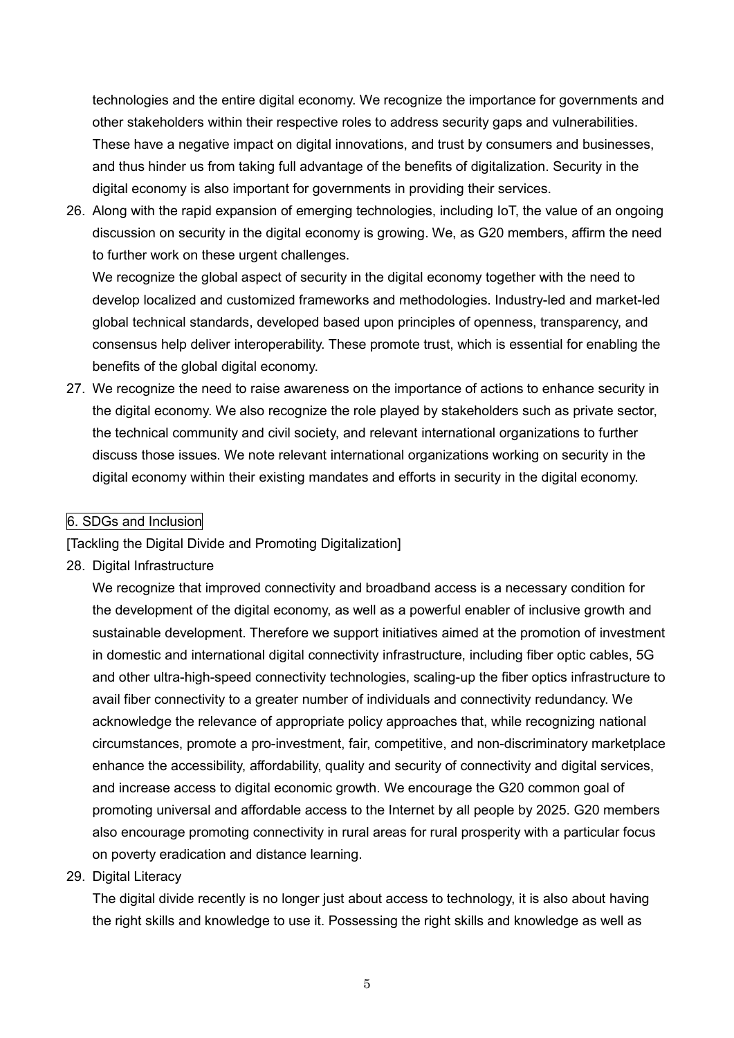technologies and the entire digital economy. We recognize the importance for governments and other stakeholders within their respective roles to address security gaps and vulnerabilities. These have a negative impact on digital innovations, and trust by consumers and businesses, and thus hinder us from taking full advantage of the benefits of digitalization. Security in the digital economy is also important for governments in providing their services.

26. Along with the rapid expansion of emerging technologies, including IoT, the value of an ongoing discussion on security in the digital economy is growing. We, as G20 members, affirm the need to further work on these urgent challenges.
    We recognize the global aspect of security in the digital economy together with the need to develop localized and customized frameworks and methodologies. Industry-led and market-led global technical standards, developed based upon principles of openness, transparency, and consensus help deliver interoperability. These promote trust, which is essential for enabling the benefits of the global digital economy.
27. We recognize the need to raise awareness on the importance of actions to enhance security in the digital economy. We also recognize the role played by stakeholders such as private sector, the technical community and civil society, and relevant international organizations to further discuss those issues. We note relevant international organizations working on security in the digital economy within their existing mandates and efforts in security in the digital economy.

## 6. SDGs and Inclusion

[Tackling the Digital Divide and Promoting Digitalization]

28. Digital Infrastructure
    We recognize that improved connectivity and broadband access is a necessary condition for the development of the digital economy, as well as a powerful enabler of inclusive growth and sustainable development. Therefore we support initiatives aimed at the promotion of investment in domestic and international digital connectivity infrastructure, including fiber optic cables, 5G and other ultra-high-speed connectivity technologies, scaling-up the fiber optics infrastructure to avail fiber connectivity to a greater number of individuals and connectivity redundancy. We acknowledge the relevance of appropriate policy approaches that, while recognizing national circumstances, promote a pro-investment, fair, competitive, and non-discriminatory marketplace enhance the accessibility, affordability, quality and security of connectivity and digital services, and increase access to digital economic growth. We encourage the G20 common goal of promoting universal and affordable access to the Internet by all people by 2025. G20 members also encourage promoting connectivity in rural areas for rural prosperity with a particular focus on poverty eradication and distance learning.
29. Digital Literacy
    The digital divide recently is no longer just about access to technology, it is also about having the right skills and knowledge to use it. Possessing the right skills and knowledge as well as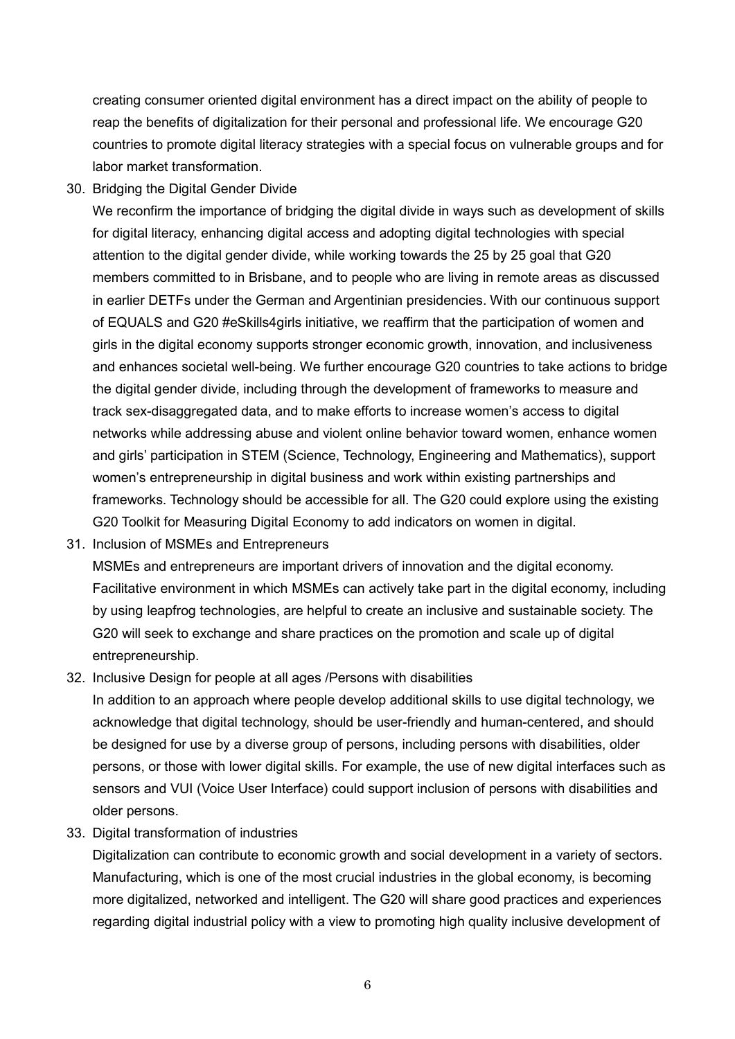creating consumer oriented digital environment has a direct impact on the ability of people to reap the benefits of digitalization for their personal and professional life. We encourage G20 countries to promote digital literacy strategies with a special focus on vulnerable groups and for labor market transformation.

30. Bridging the Digital Gender Divide

    We reconfirm the importance of bridging the digital divide in ways such as development of skills for digital literacy, enhancing digital access and adopting digital technologies with special attention to the digital gender divide, while working towards the 25 by 25 goal that G20 members committed to in Brisbane, and to people who are living in remote areas as discussed in earlier DETFs under the German and Argentinian presidencies. With our continuous support of EQUALS and G20 #eSkills4girls initiative, we reaffirm that the participation of women and girls in the digital economy supports stronger economic growth, innovation, and inclusiveness and enhances societal well-being. We further encourage G20 countries to take actions to bridge the digital gender divide, including through the development of frameworks to measure and track sex-disaggregated data, and to make efforts to increase women's access to digital networks while addressing abuse and violent online behavior toward women, enhance women and girls' participation in STEM (Science, Technology, Engineering and Mathematics), support women's entrepreneurship in digital business and work within existing partnerships and frameworks. Technology should be accessible for all. The G20 could explore using the existing G20 Toolkit for Measuring Digital Economy to add indicators on women in digital.

31. Inclusion of MSMEs and Entrepreneurs

    MSMEs and entrepreneurs are important drivers of innovation and the digital economy. Facilitative environment in which MSMEs can actively take part in the digital economy, including by using leapfrog technologies, are helpful to create an inclusive and sustainable society. The G20 will seek to exchange and share practices on the promotion and scale up of digital entrepreneurship.

32. Inclusive Design for people at all ages /Persons with disabilities

    In addition to an approach where people develop additional skills to use digital technology, we acknowledge that digital technology, should be user-friendly and human-centered, and should be designed for use by a diverse group of persons, including persons with disabilities, older persons, or those with lower digital skills. For example, the use of new digital interfaces such as sensors and VUI (Voice User Interface) could support inclusion of persons with disabilities and older persons.

33. Digital transformation of industries

    Digitalization can contribute to economic growth and social development in a variety of sectors. Manufacturing, which is one of the most crucial industries in the global economy, is becoming more digitalized, networked and intelligent. The G20 will share good practices and experiences regarding digital industrial policy with a view to promoting high quality inclusive development of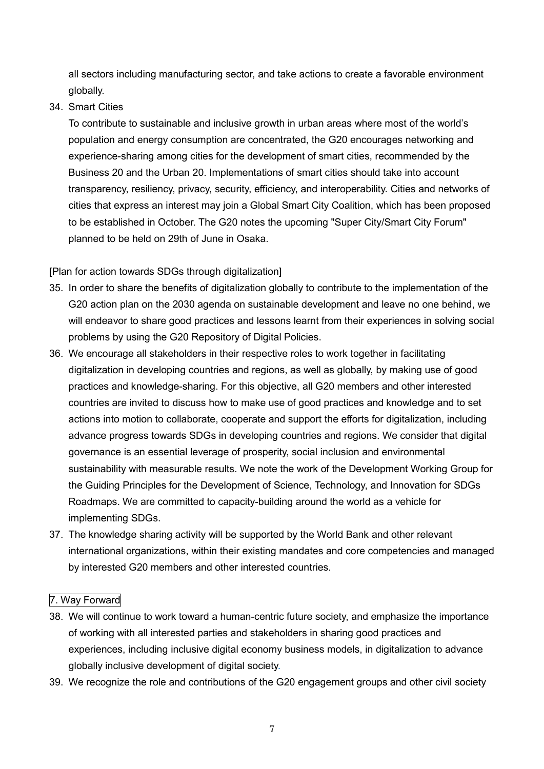all sectors including manufacturing sector, and take actions to create a favorable environment globally.

34. Smart Cities

    To contribute to sustainable and inclusive growth in urban areas where most of the world's population and energy consumption are concentrated, the G20 encourages networking and experience-sharing among cities for the development of smart cities, recommended by the Business 20 and the Urban 20. Implementations of smart cities should take into account transparency, resiliency, privacy, security, efficiency, and interoperability. Cities and networks of cities that express an interest may join a Global Smart City Coalition, which has been proposed to be established in October. The G20 notes the upcoming "Super City/Smart City Forum" planned to be held on 29th of June in Osaka.

[Plan for action towards SDGs through digitalization]

35. In order to share the benefits of digitalization globally to contribute to the implementation of the G20 action plan on the 2030 agenda on sustainable development and leave no one behind, we will endeavor to share good practices and lessons learnt from their experiences in solving social problems by using the G20 Repository of Digital Policies.
36. We encourage all stakeholders in their respective roles to work together in facilitating digitalization in developing countries and regions, as well as globally, by making use of good practices and knowledge-sharing. For this objective, all G20 members and other interested countries are invited to discuss how to make use of good practices and knowledge and to set actions into motion to collaborate, cooperate and support the efforts for digitalization, including advance progress towards SDGs in developing countries and regions. We consider that digital governance is an essential leverage of prosperity, social inclusion and environmental sustainability with measurable results. We note the work of the Development Working Group for the Guiding Principles for the Development of Science, Technology, and Innovation for SDGs Roadmaps. We are committed to capacity-building around the world as a vehicle for implementing SDGs.
37. The knowledge sharing activity will be supported by the World Bank and other relevant international organizations, within their existing mandates and core competencies and managed by interested G20 members and other interested countries.

## 7. Way Forward

38. We will continue to work toward a human-centric future society, and emphasize the importance of working with all interested parties and stakeholders in sharing good practices and experiences, including inclusive digital economy business models, in digitalization to advance globally inclusive development of digital society.
39. We recognize the role and contributions of the G20 engagement groups and other civil society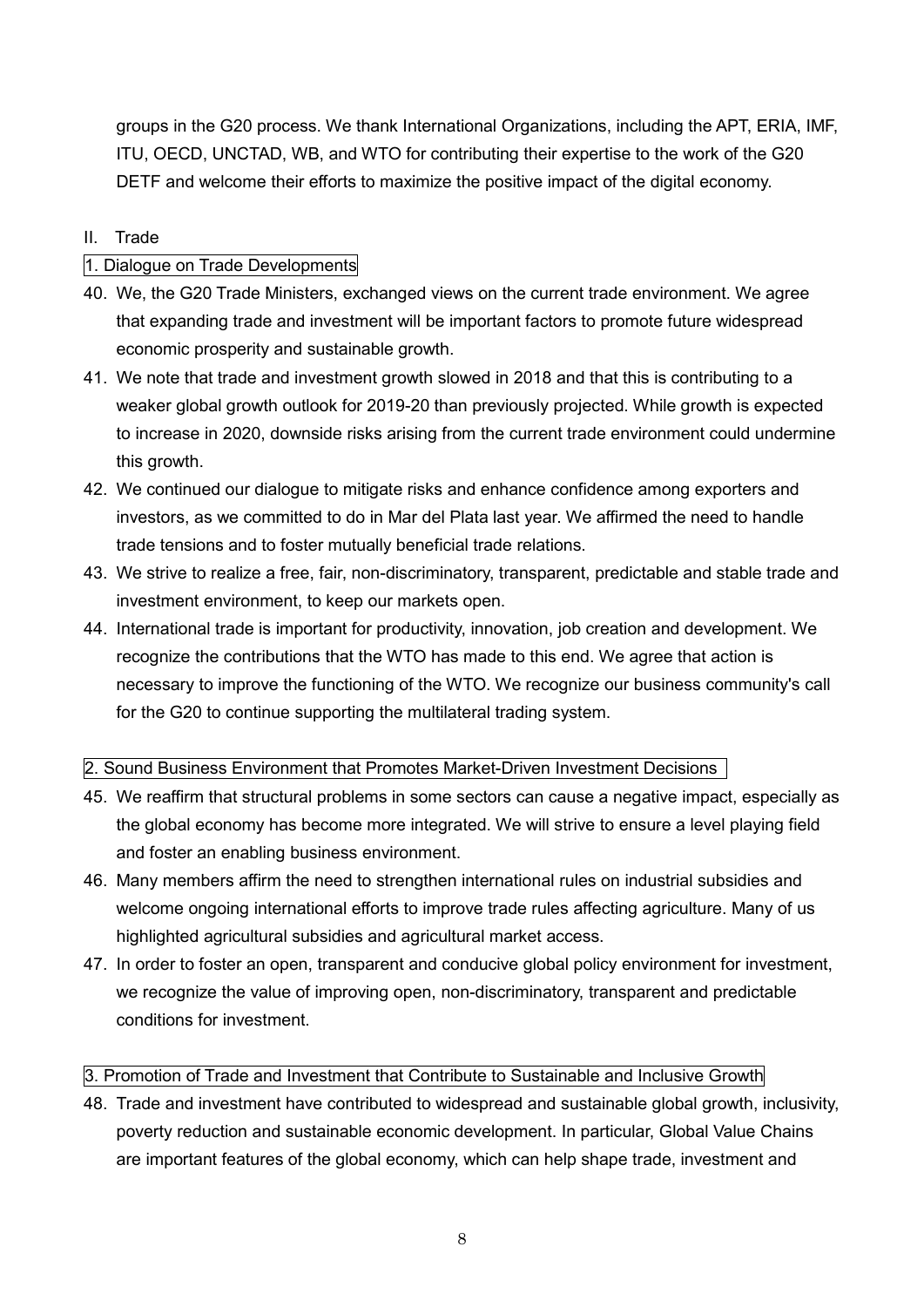groups in the G20 process. We thank International Organizations, including the APT, ERIA, IMF, ITU, OECD, UNCTAD, WB, and WTO for contributing their expertise to the work of the G20 DETF and welcome their efforts to maximize the positive impact of the digital economy.

## II. Trade

### 1. Dialogue on Trade Developments

40. We, the G20 Trade Ministers, exchanged views on the current trade environment. We agree that expanding trade and investment will be important factors to promote future widespread economic prosperity and sustainable growth.
41. We note that trade and investment growth slowed in 2018 and that this is contributing to a weaker global growth outlook for 2019-20 than previously projected. While growth is expected to increase in 2020, downside risks arising from the current trade environment could undermine this growth.
42. We continued our dialogue to mitigate risks and enhance confidence among exporters and investors, as we committed to do in Mar del Plata last year. We affirmed the need to handle trade tensions and to foster mutually beneficial trade relations.
43. We strive to realize a free, fair, non-discriminatory, transparent, predictable and stable trade and investment environment, to keep our markets open.
44. International trade is important for productivity, innovation, job creation and development. We recognize the contributions that the WTO has made to this end. We agree that action is necessary to improve the functioning of the WTO. We recognize our business community's call for the G20 to continue supporting the multilateral trading system.

### 2. Sound Business Environment that Promotes Market-Driven Investment Decisions

45. We reaffirm that structural problems in some sectors can cause a negative impact, especially as the global economy has become more integrated. We will strive to ensure a level playing field and foster an enabling business environment.
46. Many members affirm the need to strengthen international rules on industrial subsidies and welcome ongoing international efforts to improve trade rules affecting agriculture. Many of us highlighted agricultural subsidies and agricultural market access.
47. In order to foster an open, transparent and conducive global policy environment for investment, we recognize the value of improving open, non-discriminatory, transparent and predictable conditions for investment.

### 3. Promotion of Trade and Investment that Contribute to Sustainable and Inclusive Growth

48. Trade and investment have contributed to widespread and sustainable global growth, inclusivity, poverty reduction and sustainable economic development. In particular, Global Value Chains are important features of the global economy, which can help shape trade, investment and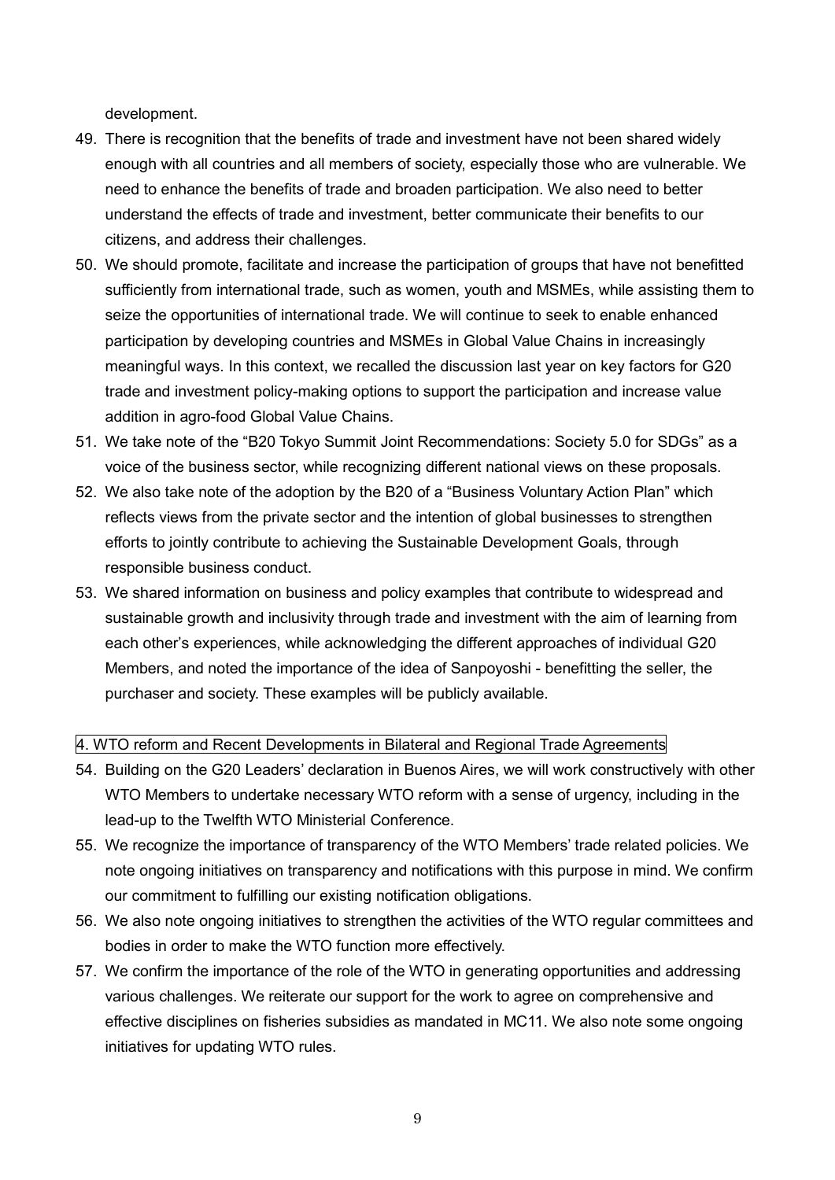development.

49. There is recognition that the benefits of trade and investment have not been shared widely enough with all countries and all members of society, especially those who are vulnerable. We need to enhance the benefits of trade and broaden participation. We also need to better understand the effects of trade and investment, better communicate their benefits to our citizens, and address their challenges.
50. We should promote, facilitate and increase the participation of groups that have not benefitted sufficiently from international trade, such as women, youth and MSMEs, while assisting them to seize the opportunities of international trade. We will continue to seek to enable enhanced participation by developing countries and MSMEs in Global Value Chains in increasingly meaningful ways. In this context, we recalled the discussion last year on key factors for G20 trade and investment policy-making options to support the participation and increase value addition in agro-food Global Value Chains.
51. We take note of the "B20 Tokyo Summit Joint Recommendations: Society 5.0 for SDGs" as a voice of the business sector, while recognizing different national views on these proposals.
52. We also take note of the adoption by the B20 of a "Business Voluntary Action Plan" which reflects views from the private sector and the intention of global businesses to strengthen efforts to jointly contribute to achieving the Sustainable Development Goals, through responsible business conduct.
53. We shared information on business and policy examples that contribute to widespread and sustainable growth and inclusivity through trade and investment with the aim of learning from each other's experiences, while acknowledging the different approaches of individual G20 Members, and noted the importance of the idea of Sanpoyoshi - benefitting the seller, the purchaser and society. These examples will be publicly available.

## 4. WTO reform and Recent Developments in Bilateral and Regional Trade Agreements

54. Building on the G20 Leaders' declaration in Buenos Aires, we will work constructively with other WTO Members to undertake necessary WTO reform with a sense of urgency, including in the lead-up to the Twelfth WTO Ministerial Conference.
55. We recognize the importance of transparency of the WTO Members' trade related policies. We note ongoing initiatives on transparency and notifications with this purpose in mind. We confirm our commitment to fulfilling our existing notification obligations.
56. We also note ongoing initiatives to strengthen the activities of the WTO regular committees and bodies in order to make the WTO function more effectively.
57. We confirm the importance of the role of the WTO in generating opportunities and addressing various challenges. We reiterate our support for the work to agree on comprehensive and effective disciplines on fisheries subsidies as mandated in MC11. We also note some ongoing initiatives for updating WTO rules.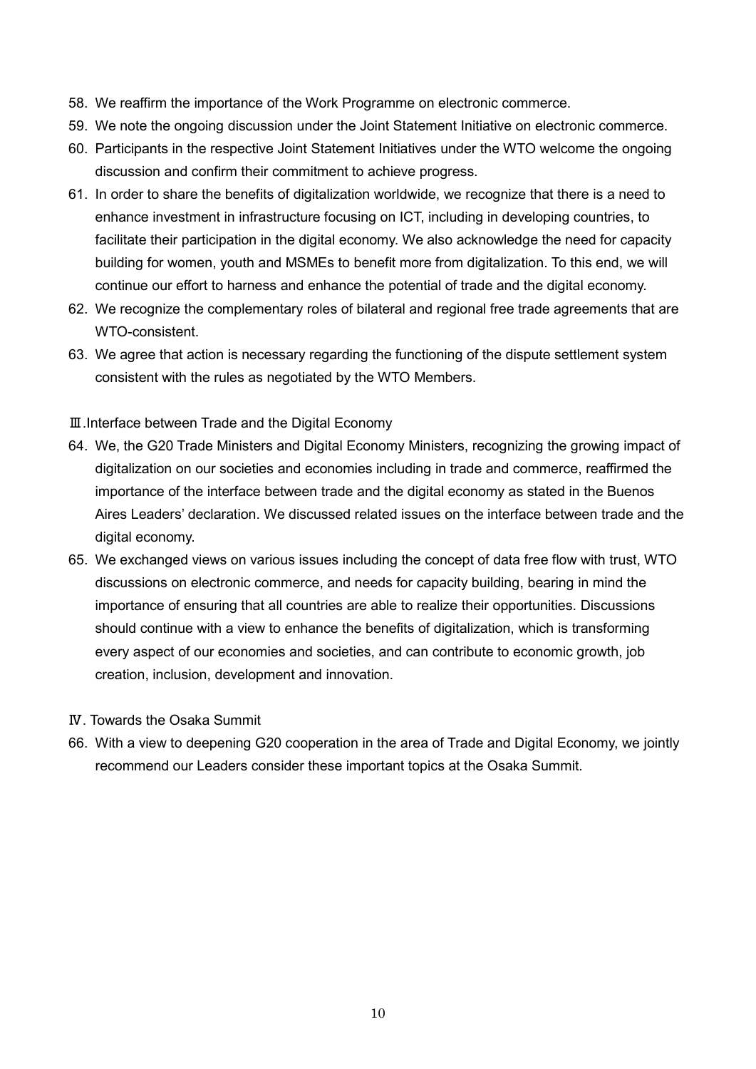58. We reaffirm the importance of the Work Programme on electronic commerce.
59. We note the ongoing discussion under the Joint Statement Initiative on electronic commerce.
60. Participants in the respective Joint Statement Initiatives under the WTO welcome the ongoing discussion and confirm their commitment to achieve progress.
61. In order to share the benefits of digitalization worldwide, we recognize that there is a need to enhance investment in infrastructure focusing on ICT, including in developing countries, to facilitate their participation in the digital economy. We also acknowledge the need for capacity building for women, youth and MSMEs to benefit more from digitalization. To this end, we will continue our effort to harness and enhance the potential of trade and the digital economy.
62. We recognize the complementary roles of bilateral and regional free trade agreements that are WTO-consistent.
63. We agree that action is necessary regarding the functioning of the dispute settlement system consistent with the rules as negotiated by the WTO Members.

## Ⅲ.Interface between Trade and the Digital Economy

64. We, the G20 Trade Ministers and Digital Economy Ministers, recognizing the growing impact of digitalization on our societies and economies including in trade and commerce, reaffirmed the importance of the interface between trade and the digital economy as stated in the Buenos Aires Leaders' declaration. We discussed related issues on the interface between trade and the digital economy.
65. We exchanged views on various issues including the concept of data free flow with trust, WTO discussions on electronic commerce, and needs for capacity building, bearing in mind the importance of ensuring that all countries are able to realize their opportunities. Discussions should continue with a view to enhance the benefits of digitalization, which is transforming every aspect of our economies and societies, and can contribute to economic growth, job creation, inclusion, development and innovation.

## Ⅳ. Towards the Osaka Summit

66. With a view to deepening G20 cooperation in the area of Trade and Digital Economy, we jointly recommend our Leaders consider these important topics at the Osaka Summit.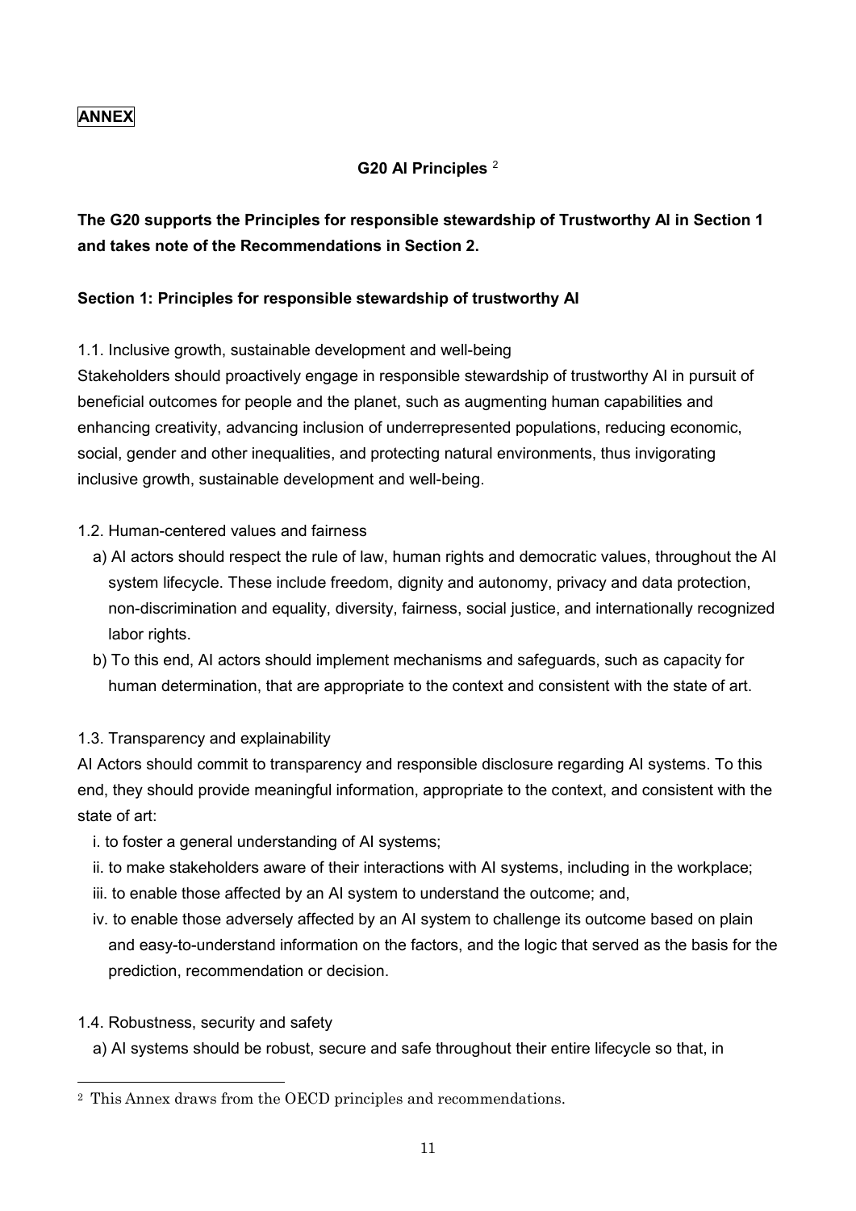**ANNEX**

## G20 AI Principles [2]

**The G20 supports the Principles for responsible stewardship of Trustworthy AI in Section 1 and takes note of the Recommendations in Section 2.**

### Section 1: Principles for responsible stewardship of trustworthy AI

1.1. Inclusive growth, sustainable development and well-being

Stakeholders should proactively engage in responsible stewardship of trustworthy AI in pursuit of beneficial outcomes for people and the planet, such as augmenting human capabilities and enhancing creativity, advancing inclusion of underrepresented populations, reducing economic, social, gender and other inequalities, and protecting natural environments, thus invigorating inclusive growth, sustainable development and well-being.

1.2. Human-centered values and fairness

a) AI actors should respect the rule of law, human rights and democratic values, throughout the AI system lifecycle. These include freedom, dignity and autonomy, privacy and data protection, non-discrimination and equality, diversity, fairness, social justice, and internationally recognized labor rights.

b) To this end, AI actors should implement mechanisms and safeguards, such as capacity for human determination, that are appropriate to the context and consistent with the state of art.

1.3. Transparency and explainability

AI Actors should commit to transparency and responsible disclosure regarding AI systems. To this end, they should provide meaningful information, appropriate to the context, and consistent with the state of art:

i. to foster a general understanding of AI systems;

ii. to make stakeholders aware of their interactions with AI systems, including in the workplace;

iii. to enable those affected by an AI system to understand the outcome; and,

iv. to enable those adversely affected by an AI system to challenge its outcome based on plain and easy-to-understand information on the factors, and the logic that served as the basis for the prediction, recommendation or decision.

1.4. Robustness, security and safety

a) AI systems should be robust, secure and safe throughout their entire lifecycle so that, in

[2] This Annex draws from the OECD principles and recommendations.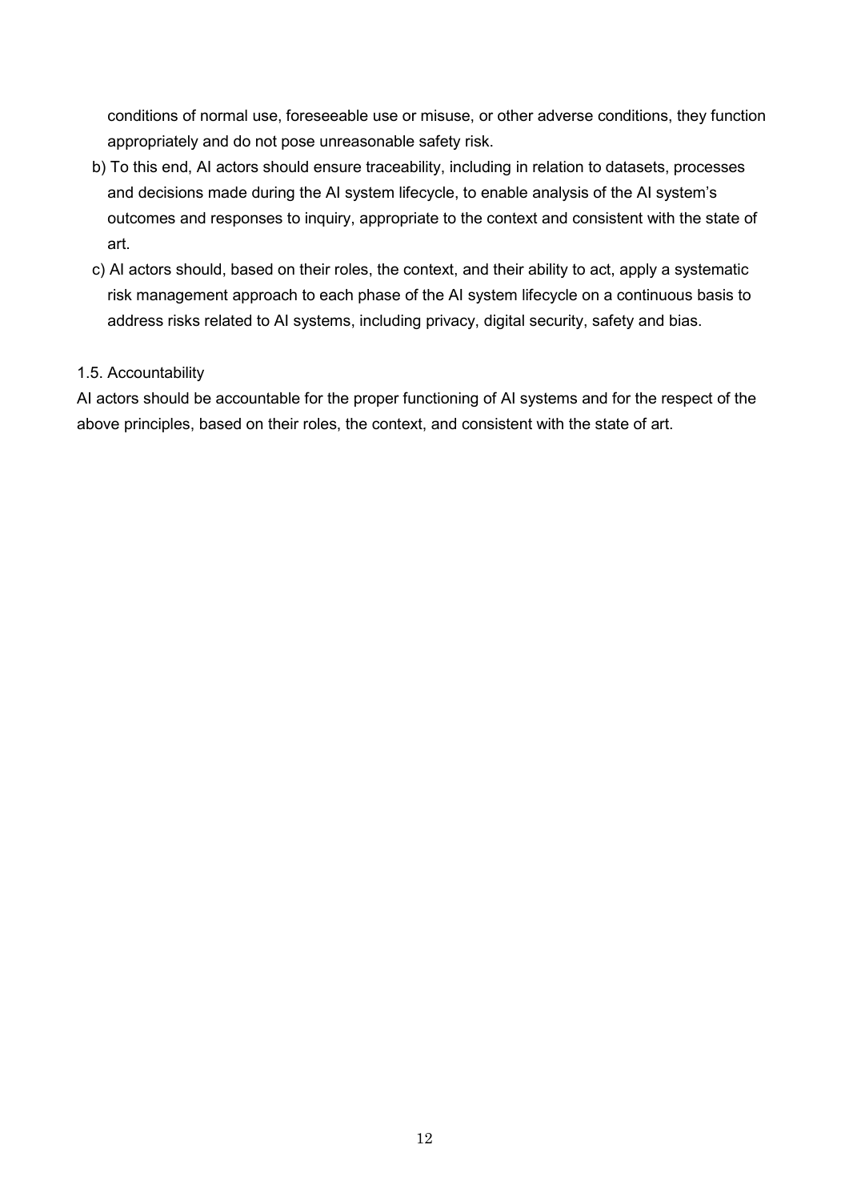conditions of normal use, foreseeable use or misuse, or other adverse conditions, they function appropriately and do not pose unreasonable safety risk.

b) To this end, AI actors should ensure traceability, including in relation to datasets, processes and decisions made during the AI system lifecycle, to enable analysis of the AI system's outcomes and responses to inquiry, appropriate to the context and consistent with the state of art.

c) AI actors should, based on their roles, the context, and their ability to act, apply a systematic risk management approach to each phase of the AI system lifecycle on a continuous basis to address risks related to AI systems, including privacy, digital security, safety and bias.

1.5. Accountability

AI actors should be accountable for the proper functioning of AI systems and for the respect of the above principles, based on their roles, the context, and consistent with the state of art.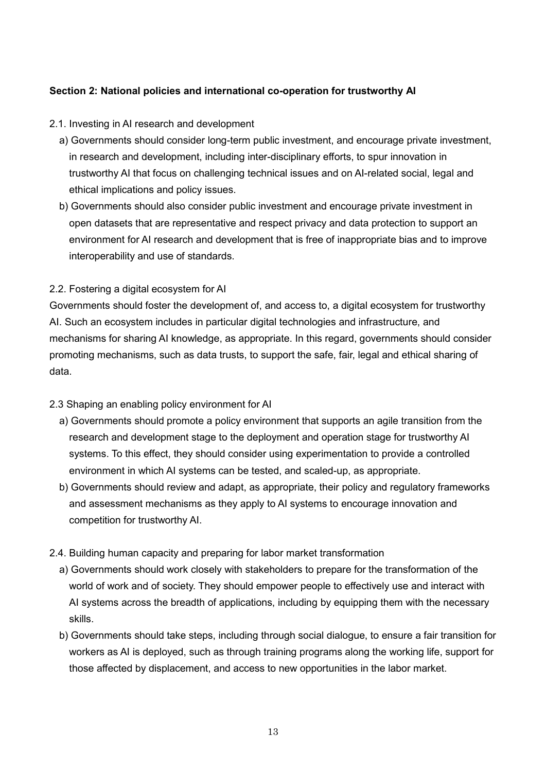**Section 2: National policies and international co-operation for trustworthy AI**

2.1. Investing in AI research and development

a) Governments should consider long-term public investment, and encourage private investment, in research and development, including inter-disciplinary efforts, to spur innovation in trustworthy AI that focus on challenging technical issues and on AI-related social, legal and ethical implications and policy issues.

b) Governments should also consider public investment and encourage private investment in open datasets that are representative and respect privacy and data protection to support an environment for AI research and development that is free of inappropriate bias and to improve interoperability and use of standards.

2.2. Fostering a digital ecosystem for AI

Governments should foster the development of, and access to, a digital ecosystem for trustworthy AI. Such an ecosystem includes in particular digital technologies and infrastructure, and mechanisms for sharing AI knowledge, as appropriate. In this regard, governments should consider promoting mechanisms, such as data trusts, to support the safe, fair, legal and ethical sharing of data.

2.3 Shaping an enabling policy environment for AI

a) Governments should promote a policy environment that supports an agile transition from the research and development stage to the deployment and operation stage for trustworthy AI systems. To this effect, they should consider using experimentation to provide a controlled environment in which AI systems can be tested, and scaled-up, as appropriate.

b) Governments should review and adapt, as appropriate, their policy and regulatory frameworks and assessment mechanisms as they apply to AI systems to encourage innovation and competition for trustworthy AI.

2.4. Building human capacity and preparing for labor market transformation

a) Governments should work closely with stakeholders to prepare for the transformation of the world of work and of society. They should empower people to effectively use and interact with AI systems across the breadth of applications, including by equipping them with the necessary skills.

b) Governments should take steps, including through social dialogue, to ensure a fair transition for workers as AI is deployed, such as through training programs along the working life, support for those affected by displacement, and access to new opportunities in the labor market.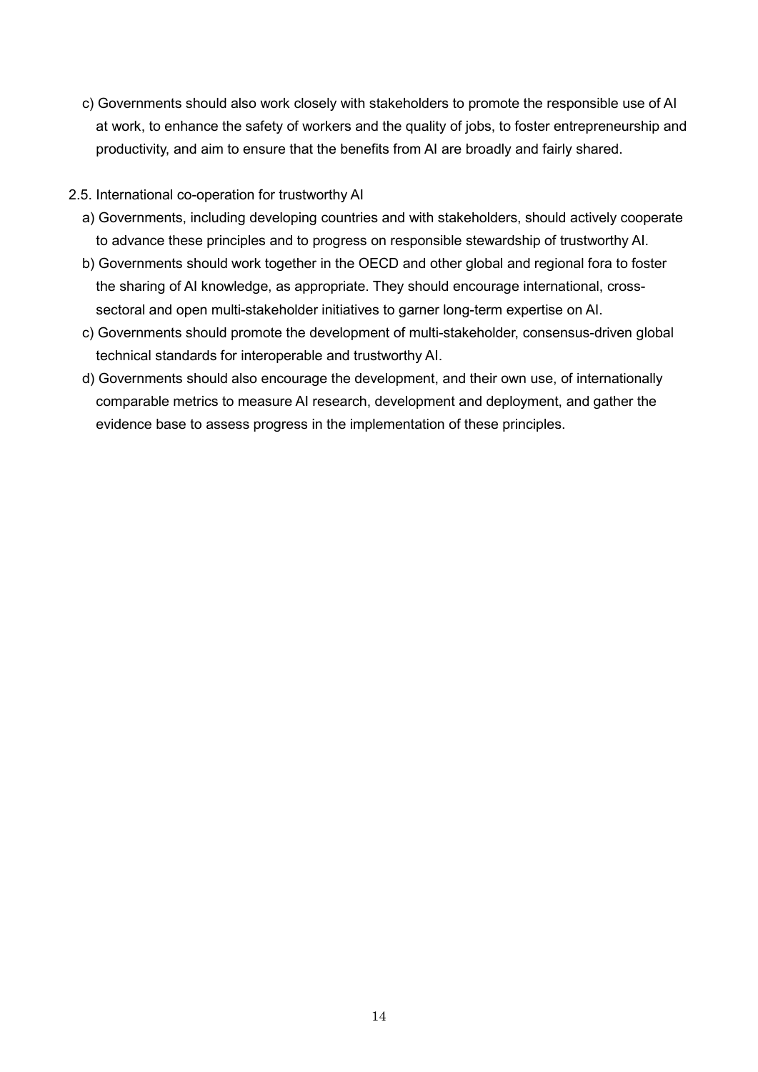c) Governments should also work closely with stakeholders to promote the responsible use of AI at work, to enhance the safety of workers and the quality of jobs, to foster entrepreneurship and productivity, and aim to ensure that the benefits from AI are broadly and fairly shared.

2.5. International co-operation for trustworthy AI

a) Governments, including developing countries and with stakeholders, should actively cooperate to advance these principles and to progress on responsible stewardship of trustworthy AI.

b) Governments should work together in the OECD and other global and regional fora to foster the sharing of AI knowledge, as appropriate. They should encourage international, cross-sectoral and open multi-stakeholder initiatives to garner long-term expertise on AI.

c) Governments should promote the development of multi-stakeholder, consensus-driven global technical standards for interoperable and trustworthy AI.

d) Governments should also encourage the development, and their own use, of internationally comparable metrics to measure AI research, development and deployment, and gather the evidence base to assess progress in the implementation of these principles.